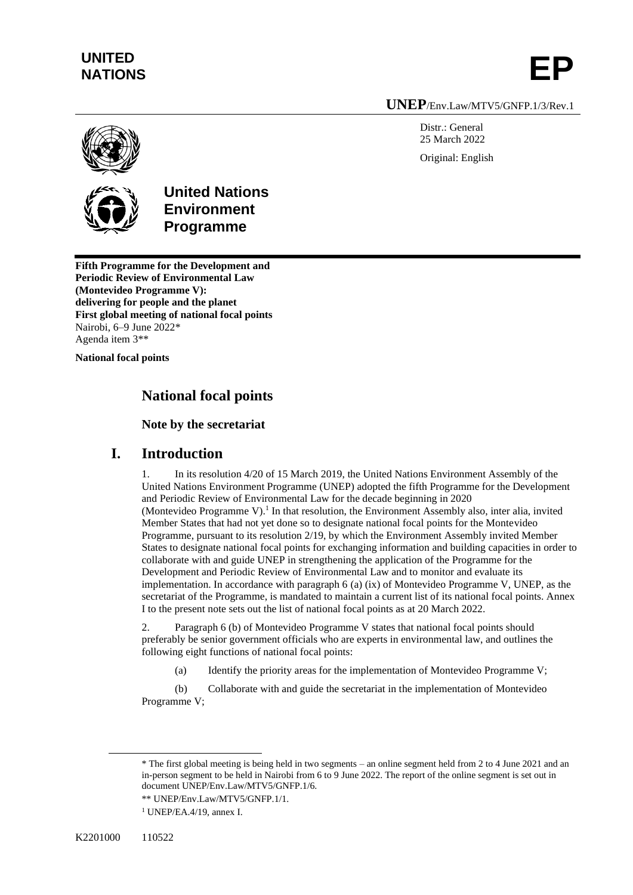**UNITED NATIONS** **EP**

**UNEP**/Env.Law/MTV5/GNFP.1/3/Rev.1

Distr.: General
25 March 2022

Original: English

**United Nations Environment Programme**

**Fifth Programme for the Development and Periodic Review of Environmental Law (Montevideo Programme V): delivering for people and the planet**
**First global meeting of national focal points**
Nairobi, 6–9 June 2022*
Agenda item 3**

**National focal points**

# National focal points

## Note by the secretariat

## I. Introduction

1. In its resolution 4/20 of 15 March 2019, the United Nations Environment Assembly of the United Nations Environment Programme (UNEP) adopted the fifth Programme for the Development and Periodic Review of Environmental Law for the decade beginning in 2020 (Montevideo Programme V).[1] In that resolution, the Environment Assembly also, inter alia, invited Member States that had not yet done so to designate national focal points for the Montevideo Programme, pursuant to its resolution 2/19, by which the Environment Assembly invited Member States to designate national focal points for exchanging information and building capacities in order to collaborate with and guide UNEP in strengthening the application of the Programme for the Development and Periodic Review of Environmental Law and to monitor and evaluate its implementation. In accordance with paragraph 6 (a) (ix) of Montevideo Programme V, UNEP, as the secretariat of the Programme, is mandated to maintain a current list of its national focal points. Annex I to the present note sets out the list of national focal points as at 20 March 2022.

2. Paragraph 6 (b) of Montevideo Programme V states that national focal points should preferably be senior government officials who are experts in environmental law, and outlines the following eight functions of national focal points:

(a) Identify the priority areas for the implementation of Montevideo Programme V;

(b) Collaborate with and guide the secretariat in the implementation of Montevideo Programme V;

---

\* The first global meeting is being held in two segments – an online segment held from 2 to 4 June 2021 and an in-person segment to be held in Nairobi from 6 to 9 June 2022. The report of the online segment is set out in document UNEP/Env.Law/MTV5/GNFP.1/6.

\*\* UNEP/Env.Law/MTV5/GNFP.1/1.

[1] UNEP/EA.4/19, annex I.

K2201000 110522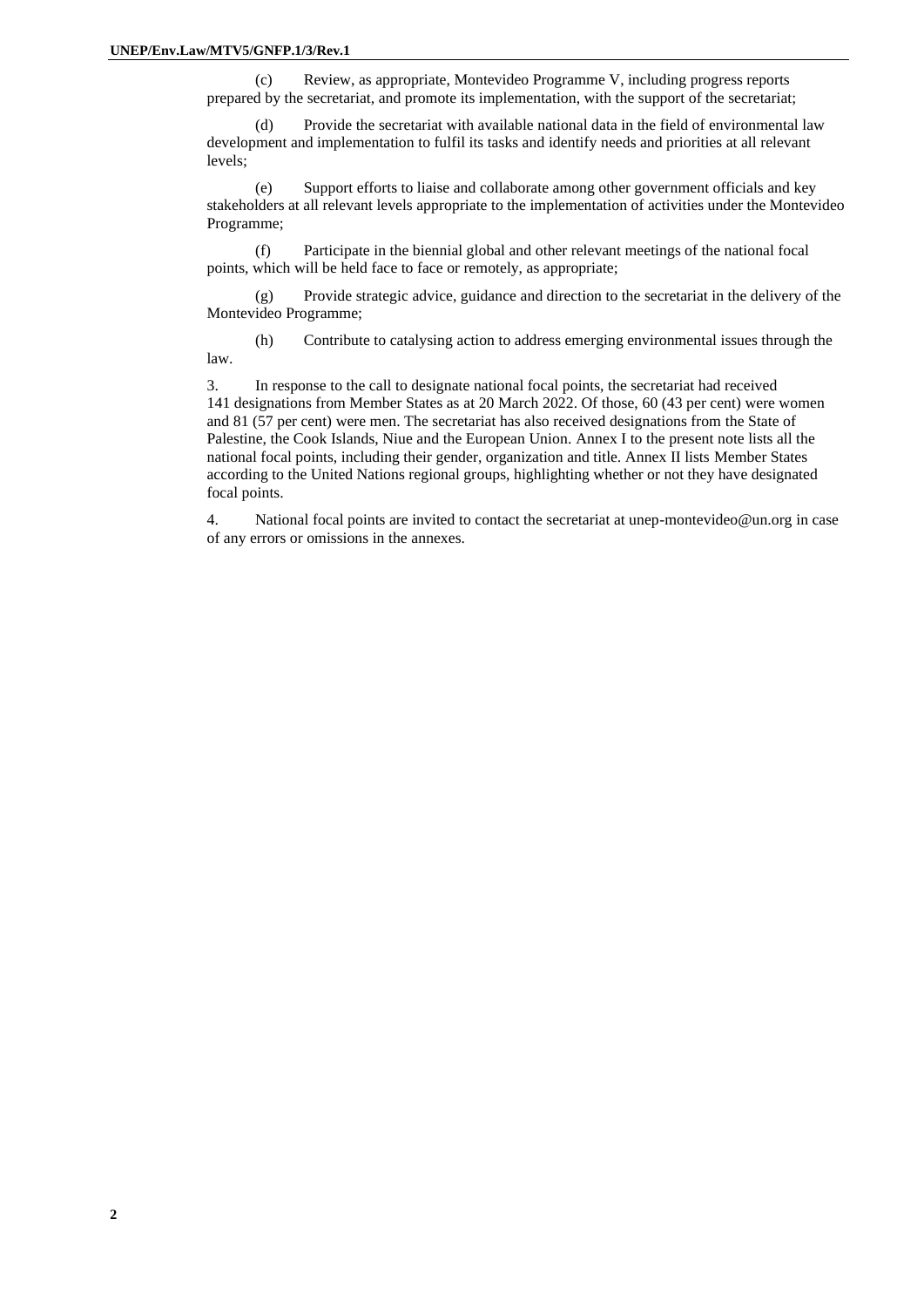(c) Review, as appropriate, Montevideo Programme V, including progress reports prepared by the secretariat, and promote its implementation, with the support of the secretariat;

(d) Provide the secretariat with available national data in the field of environmental law development and implementation to fulfil its tasks and identify needs and priorities at all relevant levels;

(e) Support efforts to liaise and collaborate among other government officials and key stakeholders at all relevant levels appropriate to the implementation of activities under the Montevideo Programme;

(f) Participate in the biennial global and other relevant meetings of the national focal points, which will be held face to face or remotely, as appropriate;

(g) Provide strategic advice, guidance and direction to the secretariat in the delivery of the Montevideo Programme;

(h) Contribute to catalysing action to address emerging environmental issues through the law.

3. In response to the call to designate national focal points, the secretariat had received 141 designations from Member States as at 20 March 2022. Of those, 60 (43 per cent) were women and 81 (57 per cent) were men. The secretariat has also received designations from the State of Palestine, the Cook Islands, Niue and the European Union. Annex I to the present note lists all the national focal points, including their gender, organization and title. Annex II lists Member States according to the United Nations regional groups, highlighting whether or not they have designated focal points.

4. National focal points are invited to contact the secretariat at unep-montevideo@un.org in case of any errors or omissions in the annexes.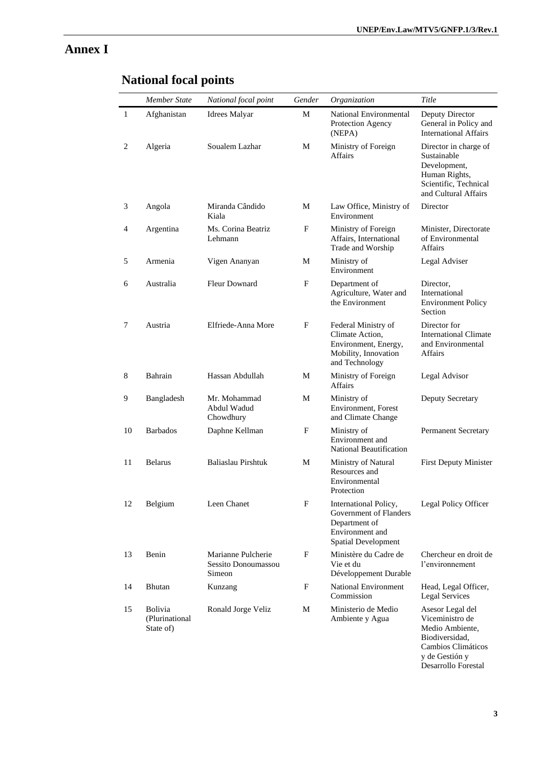# Annex I

## National focal points

| | *Member State* | *National focal point* | *Gender* | *Organization* | *Title* |
|---|---|---|---|---|---|
| 1 | Afghanistan | Idrees Malyar | M | National Environmental Protection Agency (NEPA) | Deputy Director General in Policy and International Affairs |
| 2 | Algeria | Soualem Lazhar | M | Ministry of Foreign Affairs | Director in charge of Sustainable Development, Human Rights, Scientific, Technical and Cultural Affairs |
| 3 | Angola | Miranda Cândido Kiala | M | Law Office, Ministry of Environment | Director |
| 4 | Argentina | Ms. Corina Beatriz Lehmann | F | Ministry of Foreign Affairs, International Trade and Worship | Minister, Directorate of Environmental Affairs |
| 5 | Armenia | Vigen Ananyan | M | Ministry of Environment | Legal Adviser |
| 6 | Australia | Fleur Downard | F | Department of Agriculture, Water and the Environment | Director, International Environment Policy Section |
| 7 | Austria | Elfriede-Anna More | F | Federal Ministry of Climate Action, Environment, Energy, Mobility, Innovation and Technology | Director for International Climate and Environmental Affairs |
| 8 | Bahrain | Hassan Abdullah | M | Ministry of Foreign Affairs | Legal Advisor |
| 9 | Bangladesh | Mr. Mohammad Abdul Wadud Chowdhury | M | Ministry of Environment, Forest and Climate Change | Deputy Secretary |
| 10 | Barbados | Daphne Kellman | F | Ministry of Environment and National Beautification | Permanent Secretary |
| 11 | Belarus | Baliaslau Pirshtuk | M | Ministry of Natural Resources and Environmental Protection | First Deputy Minister |
| 12 | Belgium | Leen Chanet | F | International Policy, Government of Flanders Department of Environment and Spatial Development | Legal Policy Officer |
| 13 | Benin | Marianne Pulcherie Sessito Donoumassou Simeon | F | Ministère du Cadre de Vie et du Développement Durable | Chercheur en droit de l'environnement |
| 14 | Bhutan | Kunzang | F | National Environment Commission | Head, Legal Officer, Legal Services |
| 15 | Bolivia (Plurinational State of) | Ronald Jorge Veliz | M | Ministerio de Medio Ambiente y Agua | Asesor Legal del Viceministro de Medio Ambiente, Biodiversidad, Cambios Climáticos y de Gestión y Desarrollo Forestal |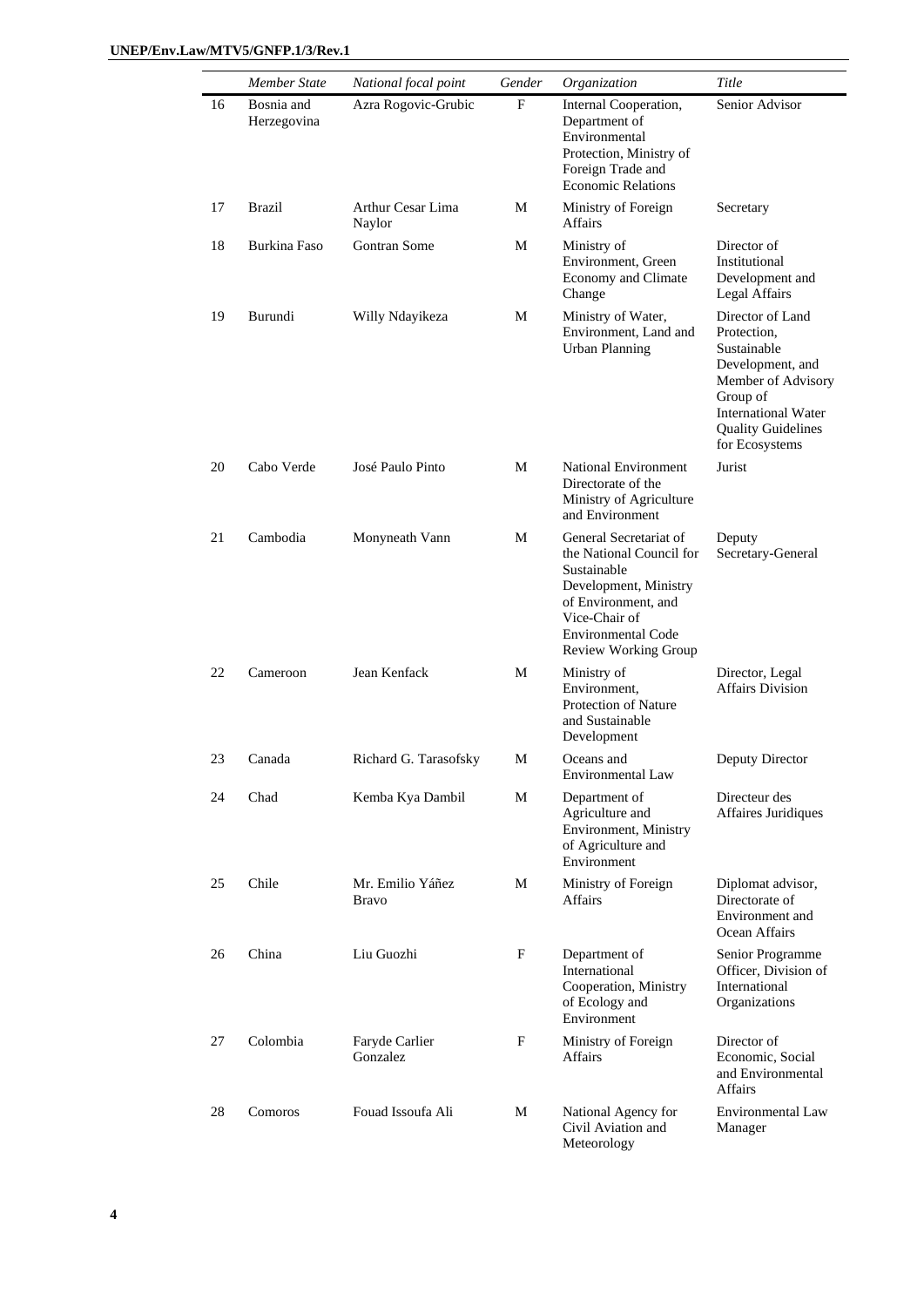|  | *Member State* | *National focal point* | *Gender* | *Organization* | *Title* |
|---|---|---|---|---|---|
| 16 | Bosnia and Herzegovina | Azra Rogovic-Grubic | F | Internal Cooperation, Department of Environmental Protection, Ministry of Foreign Trade and Economic Relations | Senior Advisor |
| 17 | Brazil | Arthur Cesar Lima Naylor | M | Ministry of Foreign Affairs | Secretary |
| 18 | Burkina Faso | Gontran Some | M | Ministry of Environment, Green Economy and Climate Change | Director of Institutional Development and Legal Affairs |
| 19 | Burundi | Willy Ndayikeza | M | Ministry of Water, Environment, Land and Urban Planning | Director of Land Protection, Sustainable Development, and Member of Advisory Group of International Water Quality Guidelines for Ecosystems |
| 20 | Cabo Verde | José Paulo Pinto | M | National Environment Directorate of the Ministry of Agriculture and Environment | Jurist |
| 21 | Cambodia | Monyneath Vann | M | General Secretariat of the National Council for Sustainable Development, Ministry of Environment, and Vice-Chair of Environmental Code Review Working Group | Deputy Secretary-General |
| 22 | Cameroon | Jean Kenfack | M | Ministry of Environment, Protection of Nature and Sustainable Development | Director, Legal Affairs Division |
| 23 | Canada | Richard G. Tarasofsky | M | Oceans and Environmental Law | Deputy Director |
| 24 | Chad | Kemba Kya Dambil | M | Department of Agriculture and Environment, Ministry of Agriculture and Environment | Directeur des Affaires Juridiques |
| 25 | Chile | Mr. Emilio Yáñez Bravo | M | Ministry of Foreign Affairs | Diplomat advisor, Directorate of Environment and Ocean Affairs |
| 26 | China | Liu Guozhi | F | Department of International Cooperation, Ministry of Ecology and Environment | Senior Programme Officer, Division of International Organizations |
| 27 | Colombia | Faryde Carlier Gonzalez | F | Ministry of Foreign Affairs | Director of Economic, Social and Environmental Affairs |
| 28 | Comoros | Fouad Issoufa Ali | M | National Agency for Civil Aviation and Meteorology | Environmental Law Manager |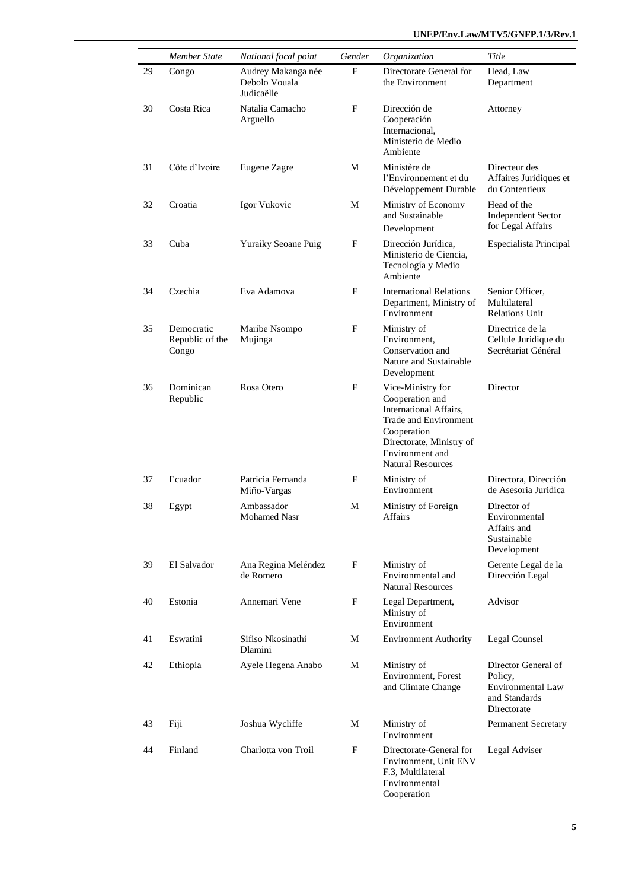| | *Member State* | *National focal point* | *Gender* | *Organization* | *Title* |
|---|---|---|---|---|---|
| 29 | Congo | Audrey Makanga née Debolo Vouala Judicaëlle | F | Directorate General for the Environment | Head, Law Department |
| 30 | Costa Rica | Natalia Camacho Arguello | F | Dirección de Cooperación Internacional, Ministerio de Medio Ambiente | Attorney |
| 31 | Côte d'Ivoire | Eugene Zagre | M | Ministère de l'Environnement et du Développement Durable | Directeur des Affaires Juridiques et du Contentieux |
| 32 | Croatia | Igor Vukovic | M | Ministry of Economy and Sustainable Development | Head of the Independent Sector for Legal Affairs |
| 33 | Cuba | Yuraiky Seoane Puig | F | Dirección Jurídica, Ministerio de Ciencia, Tecnología y Medio Ambiente | Especialista Principal |
| 34 | Czechia | Eva Adamova | F | International Relations Department, Ministry of Environment | Senior Officer, Multilateral Relations Unit |
| 35 | Democratic Republic of the Congo | Maribe Nsompo Mujinga | F | Ministry of Environment, Conservation and Nature and Sustainable Development | Directrice de la Cellule Juridique du Secrétariat Général |
| 36 | Dominican Republic | Rosa Otero | F | Vice-Ministry for Cooperation and International Affairs, Trade and Environment Cooperation Directorate, Ministry of Environment and Natural Resources | Director |
| 37 | Ecuador | Patricia Fernanda Miño-Vargas | F | Ministry of Environment | Directora, Dirección de Asesoria Juridica |
| 38 | Egypt | Ambassador Mohamed Nasr | M | Ministry of Foreign Affairs | Director of Environmental Affairs and Sustainable Development |
| 39 | El Salvador | Ana Regina Meléndez de Romero | F | Ministry of Environmental and Natural Resources | Gerente Legal de la Dirección Legal |
| 40 | Estonia | Annemari Vene | F | Legal Department, Ministry of Environment | Advisor |
| 41 | Eswatini | Sifiso Nkosinathi Dlamini | M | Environment Authority | Legal Counsel |
| 42 | Ethiopia | Ayele Hegena Anabo | M | Ministry of Environment, Forest and Climate Change | Director General of Policy, Environmental Law and Standards Directorate |
| 43 | Fiji | Joshua Wycliffe | M | Ministry of Environment | Permanent Secretary |
| 44 | Finland | Charlotta von Troil | F | Directorate-General for Environment, Unit ENV F.3, Multilateral Environmental Cooperation | Legal Adviser |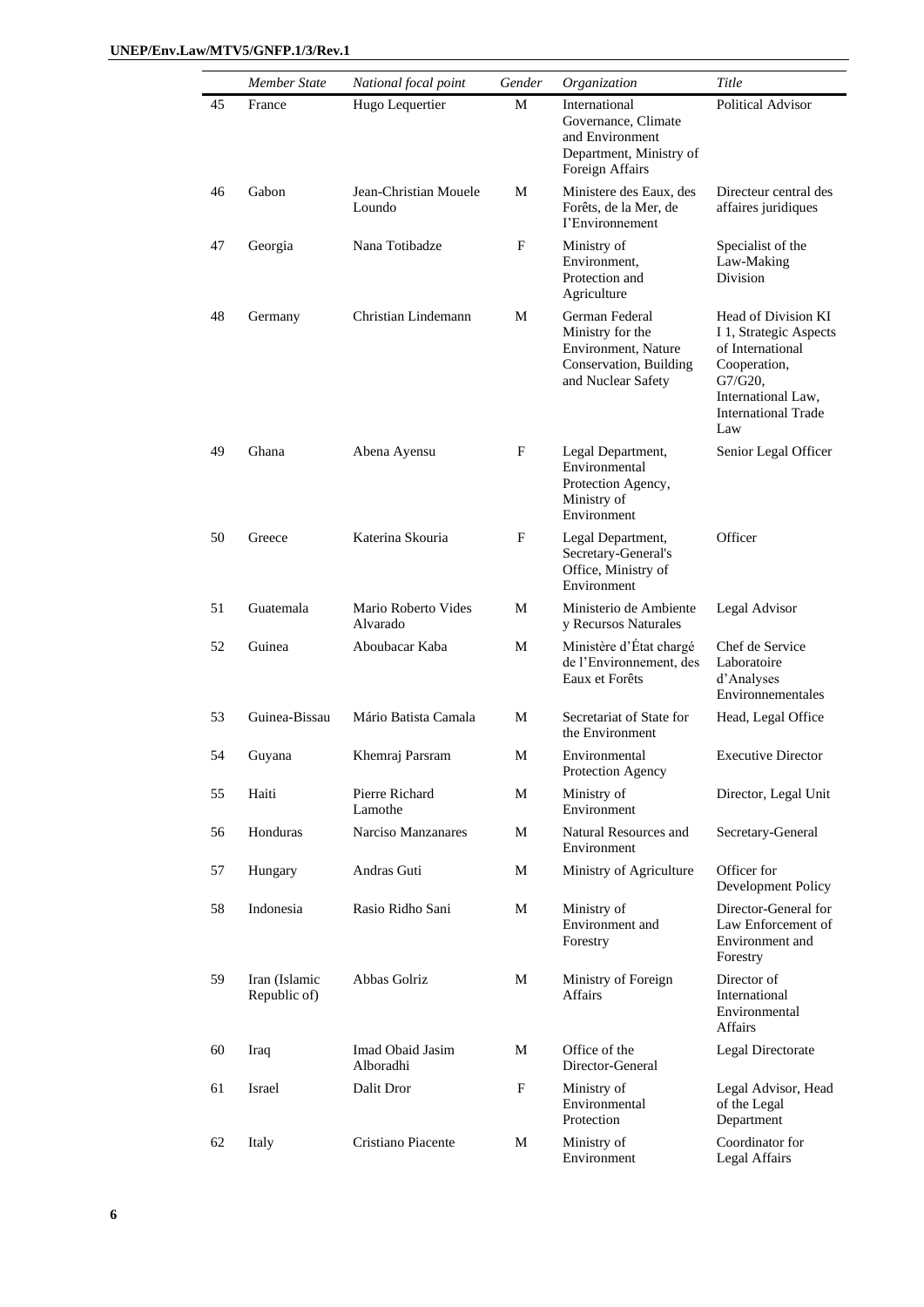|  | *Member State* | *National focal point* | *Gender* | *Organization* | *Title* |
|---|---|---|---|---|---|
| 45 | France | Hugo Lequertier | M | International Governance, Climate and Environment Department, Ministry of Foreign Affairs | Political Advisor |
| 46 | Gabon | Jean-Christian Mouele Loundo | M | Ministere des Eaux, des Forêts, de la Mer, de l'Environnement | Directeur central des affaires juridiques |
| 47 | Georgia | Nana Totibadze | F | Ministry of Environment, Protection and Agriculture | Specialist of the Law-Making Division |
| 48 | Germany | Christian Lindemann | M | German Federal Ministry for the Environment, Nature Conservation, Building and Nuclear Safety | Head of Division KI I 1, Strategic Aspects of International Cooperation, G7/G20, International Law, International Trade Law |
| 49 | Ghana | Abena Ayensu | F | Legal Department, Environmental Protection Agency, Ministry of Environment | Senior Legal Officer |
| 50 | Greece | Katerina Skouria | F | Legal Department, Secretary-General's Office, Ministry of Environment | Officer |
| 51 | Guatemala | Mario Roberto Vides Alvarado | M | Ministerio de Ambiente y Recursos Naturales | Legal Advisor |
| 52 | Guinea | Aboubacar Kaba | M | Ministère d'État chargé de l'Environnement, des Eaux et Forêts | Chef de Service Laboratoire d'Analyses Environnementales |
| 53 | Guinea-Bissau | Mário Batista Camala | M | Secretariat of State for the Environment | Head, Legal Office |
| 54 | Guyana | Khemraj Parsram | M | Environmental Protection Agency | Executive Director |
| 55 | Haiti | Pierre Richard Lamothe | M | Ministry of Environment | Director, Legal Unit |
| 56 | Honduras | Narciso Manzanares | M | Natural Resources and Environment | Secretary-General |
| 57 | Hungary | Andras Guti | M | Ministry of Agriculture | Officer for Development Policy |
| 58 | Indonesia | Rasio Ridho Sani | M | Ministry of Environment and Forestry | Director-General for Law Enforcement of Environment and Forestry |
| 59 | Iran (Islamic Republic of) | Abbas Golriz | M | Ministry of Foreign Affairs | Director of International Environmental Affairs |
| 60 | Iraq | Imad Obaid Jasim Alboradhi | M | Office of the Director-General | Legal Directorate |
| 61 | Israel | Dalit Dror | F | Ministry of Environmental Protection | Legal Advisor, Head of the Legal Department |
| 62 | Italy | Cristiano Piacente | M | Ministry of Environment | Coordinator for Legal Affairs |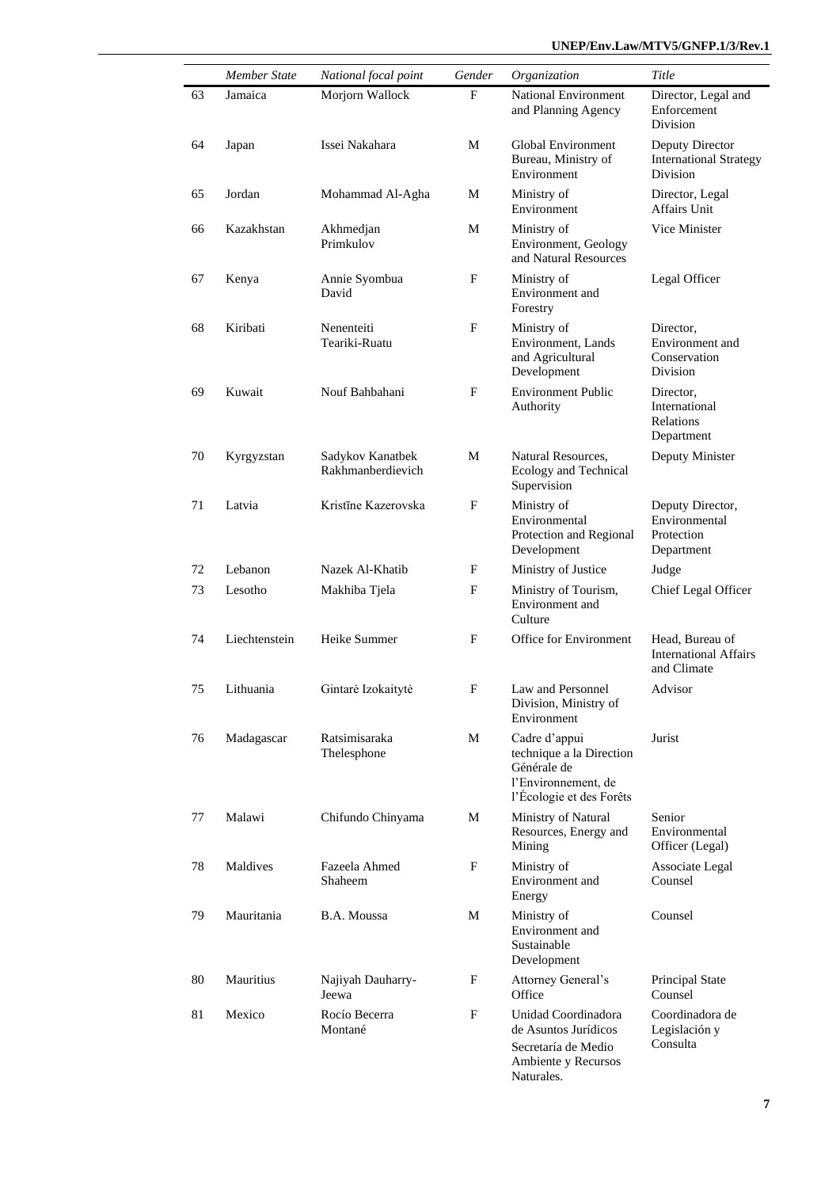| | *Member State* | *National focal point* | *Gender* | *Organization* | *Title* |
|---|---|---|---|---|---|
| 63 | Jamaica | Morjorn Wallock | F | National Environment and Planning Agency | Director, Legal and Enforcement Division |
| 64 | Japan | Issei Nakahara | M | Global Environment Bureau, Ministry of Environment | Deputy Director International Strategy Division |
| 65 | Jordan | Mohammad Al-Agha | M | Ministry of Environment | Director, Legal Affairs Unit |
| 66 | Kazakhstan | Akhmedjan Primkulov | M | Ministry of Environment, Geology and Natural Resources | Vice Minister |
| 67 | Kenya | Annie Syombua David | F | Ministry of Environment and Forestry | Legal Officer |
| 68 | Kiribati | Nenenteiti Teariki-Ruatu | F | Ministry of Environment, Lands and Agricultural Development | Director, Environment and Conservation Division |
| 69 | Kuwait | Nouf Bahbahani | F | Environment Public Authority | Director, International Relations Department |
| 70 | Kyrgyzstan | Sadykov Kanatbek Rakhmanberdievich | M | Natural Resources, Ecology and Technical Supervision | Deputy Minister |
| 71 | Latvia | Kristīne Kazerovska | F | Ministry of Environmental Protection and Regional Development | Deputy Director, Environmental Protection Department |
| 72 | Lebanon | Nazek Al-Khatib | F | Ministry of Justice | Judge |
| 73 | Lesotho | Makhiba Tjela | F | Ministry of Tourism, Environment and Culture | Chief Legal Officer |
| 74 | Liechtenstein | Heike Summer | F | Office for Environment | Head, Bureau of International Affairs and Climate |
| 75 | Lithuania | Gintarė Izokaitytė | F | Law and Personnel Division, Ministry of Environment | Advisor |
| 76 | Madagascar | Ratsimisaraka Thelesphone | M | Cadre d'appui technique a la Direction Générale de l'Environnement, de l'Écologie et des Forêts | Jurist |
| 77 | Malawi | Chifundo Chinyama | M | Ministry of Natural Resources, Energy and Mining | Senior Environmental Officer (Legal) |
| 78 | Maldives | Fazeela Ahmed Shaheem | F | Ministry of Environment and Energy | Associate Legal Counsel |
| 79 | Mauritania | B.A. Moussa | M | Ministry of Environment and Sustainable Development | Counsel |
| 80 | Mauritius | Najiyah Dauharry-Jeewa | F | Attorney General's Office | Principal State Counsel |
| 81 | Mexico | Rocío Becerra Montané | F | Unidad Coordinadora de Asuntos Jurídicos Secretaría de Medio Ambiente y Recursos Naturales. | Coordinadora de Legislación y Consulta |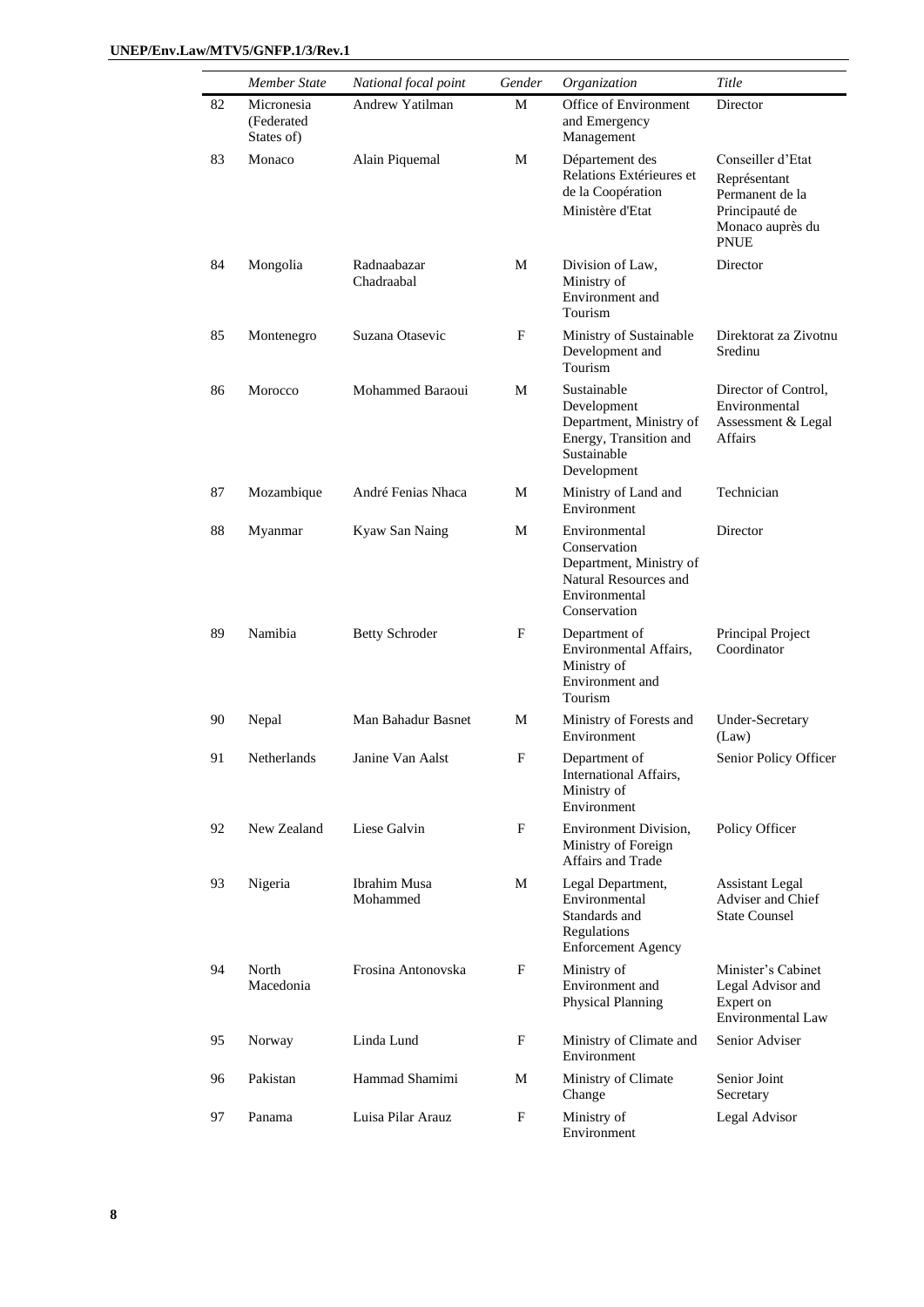| | Member State | National focal point | Gender | Organization | Title |
|---|---|---|---|---|---|
| 82 | Micronesia (Federated States of) | Andrew Yatilman | M | Office of Environment and Emergency Management | Director |
| 83 | Monaco | Alain Piquemal | M | Département des Relations Extérieures et de la Coopération Ministère d'Etat | Conseiller d'Etat Représentant Permanent de la Principauté de Monaco auprès du PNUE |
| 84 | Mongolia | Radnaabazar Chadraabal | M | Division of Law, Ministry of Environment and Tourism | Director |
| 85 | Montenegro | Suzana Otasevic | F | Ministry of Sustainable Development and Tourism | Direktorat za Zivotnu Sredinu |
| 86 | Morocco | Mohammed Baraoui | M | Sustainable Development Department, Ministry of Energy, Transition and Sustainable Development | Director of Control, Environmental Assessment & Legal Affairs |
| 87 | Mozambique | André Fenias Nhaca | M | Ministry of Land and Environment | Technician |
| 88 | Myanmar | Kyaw San Naing | M | Environmental Conservation Department, Ministry of Natural Resources and Environmental Conservation | Director |
| 89 | Namibia | Betty Schroder | F | Department of Environmental Affairs, Ministry of Environment and Tourism | Principal Project Coordinator |
| 90 | Nepal | Man Bahadur Basnet | M | Ministry of Forests and Environment | Under-Secretary (Law) |
| 91 | Netherlands | Janine Van Aalst | F | Department of International Affairs, Ministry of Environment | Senior Policy Officer |
| 92 | New Zealand | Liese Galvin | F | Environment Division, Ministry of Foreign Affairs and Trade | Policy Officer |
| 93 | Nigeria | Ibrahim Musa Mohammed | M | Legal Department, Environmental Standards and Regulations Enforcement Agency | Assistant Legal Adviser and Chief State Counsel |
| 94 | North Macedonia | Frosina Antonovska | F | Ministry of Environment and Physical Planning | Minister's Cabinet Legal Advisor and Expert on Environmental Law |
| 95 | Norway | Linda Lund | F | Ministry of Climate and Environment | Senior Adviser |
| 96 | Pakistan | Hammad Shamimi | M | Ministry of Climate Change | Senior Joint Secretary |
| 97 | Panama | Luisa Pilar Arauz | F | Ministry of Environment | Legal Advisor |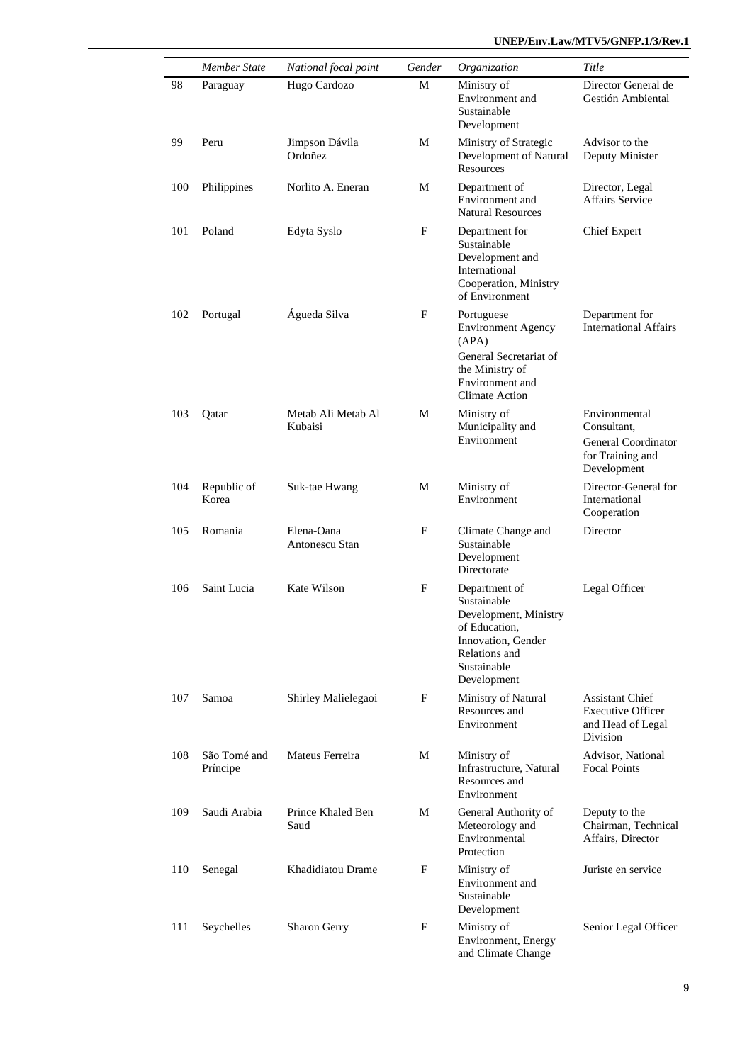| | *Member State* | *National focal point* | *Gender* | *Organization* | *Title* |
|---|---|---|---|---|---|
| 98 | Paraguay | Hugo Cardozo | M | Ministry of Environment and Sustainable Development | Director General de Gestión Ambiental |
| 99 | Peru | Jimpson Dávila Ordoñez | M | Ministry of Strategic Development of Natural Resources | Advisor to the Deputy Minister |
| 100 | Philippines | Norlito A. Eneran | M | Department of Environment and Natural Resources | Director, Legal Affairs Service |
| 101 | Poland | Edyta Syslo | F | Department for Sustainable Development and International Cooperation, Ministry of Environment | Chief Expert |
| 102 | Portugal | Águeda Silva | F | Portuguese Environment Agency (APA)<br>General Secretariat of the Ministry of Environment and Climate Action | Department for International Affairs |
| 103 | Qatar | Metab Ali Metab Al Kubaisi | M | Ministry of Municipality and Environment | Environmental Consultant,<br>General Coordinator for Training and Development |
| 104 | Republic of Korea | Suk-tae Hwang | M | Ministry of Environment | Director-General for International Cooperation |
| 105 | Romania | Elena-Oana Antonescu Stan | F | Climate Change and Sustainable Development Directorate | Director |
| 106 | Saint Lucia | Kate Wilson | F | Department of Sustainable Development, Ministry of Education, Innovation, Gender Relations and Sustainable Development | Legal Officer |
| 107 | Samoa | Shirley Malielegaoi | F | Ministry of Natural Resources and Environment | Assistant Chief Executive Officer and Head of Legal Division |
| 108 | São Tomé and Príncipe | Mateus Ferreira | M | Ministry of Infrastructure, Natural Resources and Environment | Advisor, National Focal Points |
| 109 | Saudi Arabia | Prince Khaled Ben Saud | M | General Authority of Meteorology and Environmental Protection | Deputy to the Chairman, Technical Affairs, Director |
| 110 | Senegal | Khadidiatou Drame | F | Ministry of Environment and Sustainable Development | Juriste en service |
| 111 | Seychelles | Sharon Gerry | F | Ministry of Environment, Energy and Climate Change | Senior Legal Officer |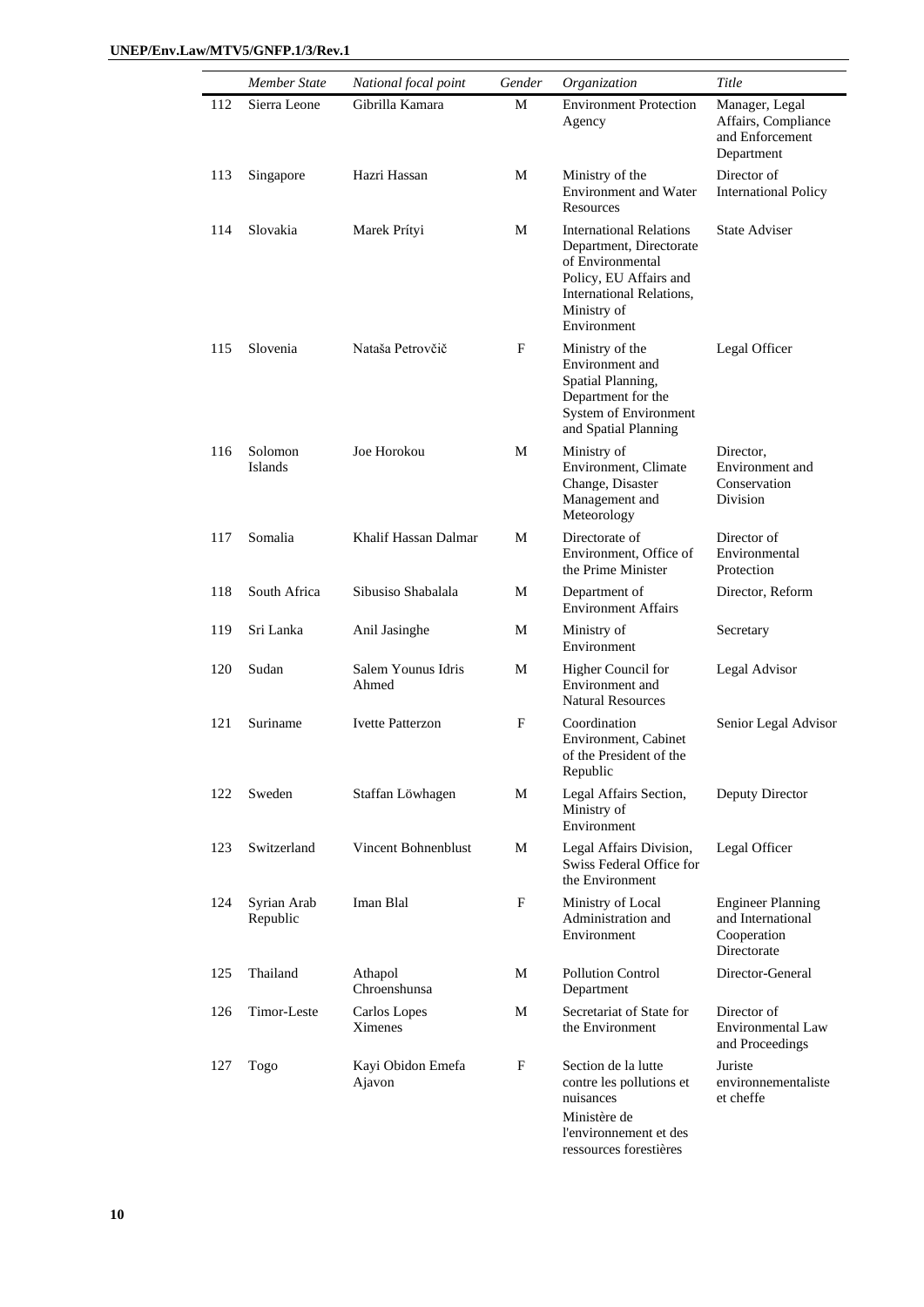| | *Member State* | *National focal point* | *Gender* | *Organization* | *Title* |
|---|---|---|---|---|---|
| 112 | Sierra Leone | Gibrilla Kamara | M | Environment Protection Agency | Manager, Legal Affairs, Compliance and Enforcement Department |
| 113 | Singapore | Hazri Hassan | M | Ministry of the Environment and Water Resources | Director of International Policy |
| 114 | Slovakia | Marek Prítyi | M | International Relations Department, Directorate of Environmental Policy, EU Affairs and International Relations, Ministry of Environment | State Adviser |
| 115 | Slovenia | Nataša Petrovčič | F | Ministry of the Environment and Spatial Planning, Department for the System of Environment and Spatial Planning | Legal Officer |
| 116 | Solomon Islands | Joe Horokou | M | Ministry of Environment, Climate Change, Disaster Management and Meteorology | Director, Environment and Conservation Division |
| 117 | Somalia | Khalif Hassan Dalmar | M | Directorate of Environment, Office of the Prime Minister | Director of Environmental Protection |
| 118 | South Africa | Sibusiso Shabalala | M | Department of Environment Affairs | Director, Reform |
| 119 | Sri Lanka | Anil Jasinghe | M | Ministry of Environment | Secretary |
| 120 | Sudan | Salem Younus Idris Ahmed | M | Higher Council for Environment and Natural Resources | Legal Advisor |
| 121 | Suriname | Ivette Patterzon | F | Coordination Environment, Cabinet of the President of the Republic | Senior Legal Advisor |
| 122 | Sweden | Staffan Löwhagen | M | Legal Affairs Section, Ministry of Environment | Deputy Director |
| 123 | Switzerland | Vincent Bohnenblust | M | Legal Affairs Division, Swiss Federal Office for the Environment | Legal Officer |
| 124 | Syrian Arab Republic | Iman Blal | F | Ministry of Local Administration and Environment | Engineer Planning and International Cooperation Directorate |
| 125 | Thailand | Athapol Chroenshunsa | M | Pollution Control Department | Director-General |
| 126 | Timor-Leste | Carlos Lopes Ximenes | M | Secretariat of State for the Environment | Director of Environmental Law and Proceedings |
| 127 | Togo | Kayi Obidon Emefa Ajavon | F | Section de la lutte contre les pollutions et nuisances<br>Ministère de l'environnement et des ressources forestières | Juriste environnementaliste et cheffe |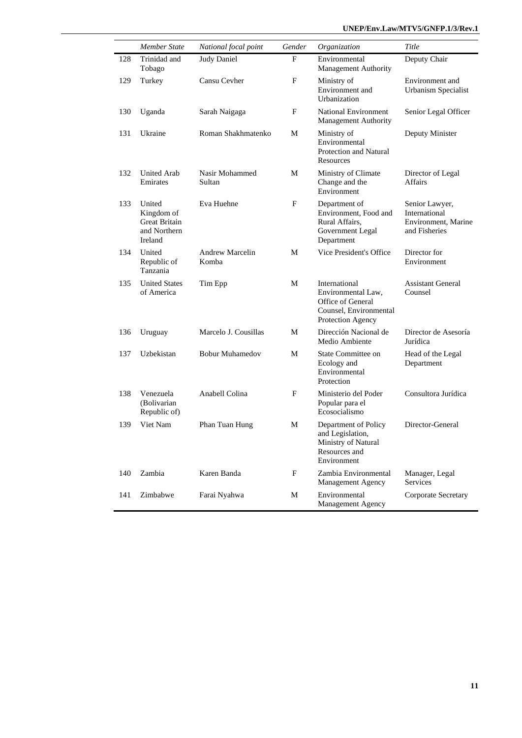| | *Member State* | *National focal point* | *Gender* | *Organization* | *Title* |
|---|---|---|---|---|---|
| 128 | Trinidad and Tobago | Judy Daniel | F | Environmental Management Authority | Deputy Chair |
| 129 | Turkey | Cansu Cevher | F | Ministry of Environment and Urbanization | Environment and Urbanism Specialist |
| 130 | Uganda | Sarah Naigaga | F | National Environment Management Authority | Senior Legal Officer |
| 131 | Ukraine | Roman Shakhmatenko | M | Ministry of Environmental Protection and Natural Resources | Deputy Minister |
| 132 | United Arab Emirates | Nasir Mohammed Sultan | M | Ministry of Climate Change and the Environment | Director of Legal Affairs |
| 133 | United Kingdom of Great Britain and Northern Ireland | Eva Huehne | F | Department of Environment, Food and Rural Affairs, Government Legal Department | Senior Lawyer, International Environment, Marine and Fisheries |
| 134 | United Republic of Tanzania | Andrew Marcelin Komba | M | Vice President's Office | Director for Environment |
| 135 | United States of America | Tim Epp | M | International Environmental Law, Office of General Counsel, Environmental Protection Agency | Assistant General Counsel |
| 136 | Uruguay | Marcelo J. Cousillas | M | Dirección Nacional de Medio Ambiente | Director de Asesoría Jurídica |
| 137 | Uzbekistan | Bobur Muhamedov | M | State Committee on Ecology and Environmental Protection | Head of the Legal Department |
| 138 | Venezuela (Bolivarian Republic of) | Anabell Colina | F | Ministerio del Poder Popular para el Ecosocialismo | Consultora Jurídica |
| 139 | Viet Nam | Phan Tuan Hung | M | Department of Policy and Legislation, Ministry of Natural Resources and Environment | Director-General |
| 140 | Zambia | Karen Banda | F | Zambia Environmental Management Agency | Manager, Legal Services |
| 141 | Zimbabwe | Farai Nyahwa | M | Environmental Management Agency | Corporate Secretary |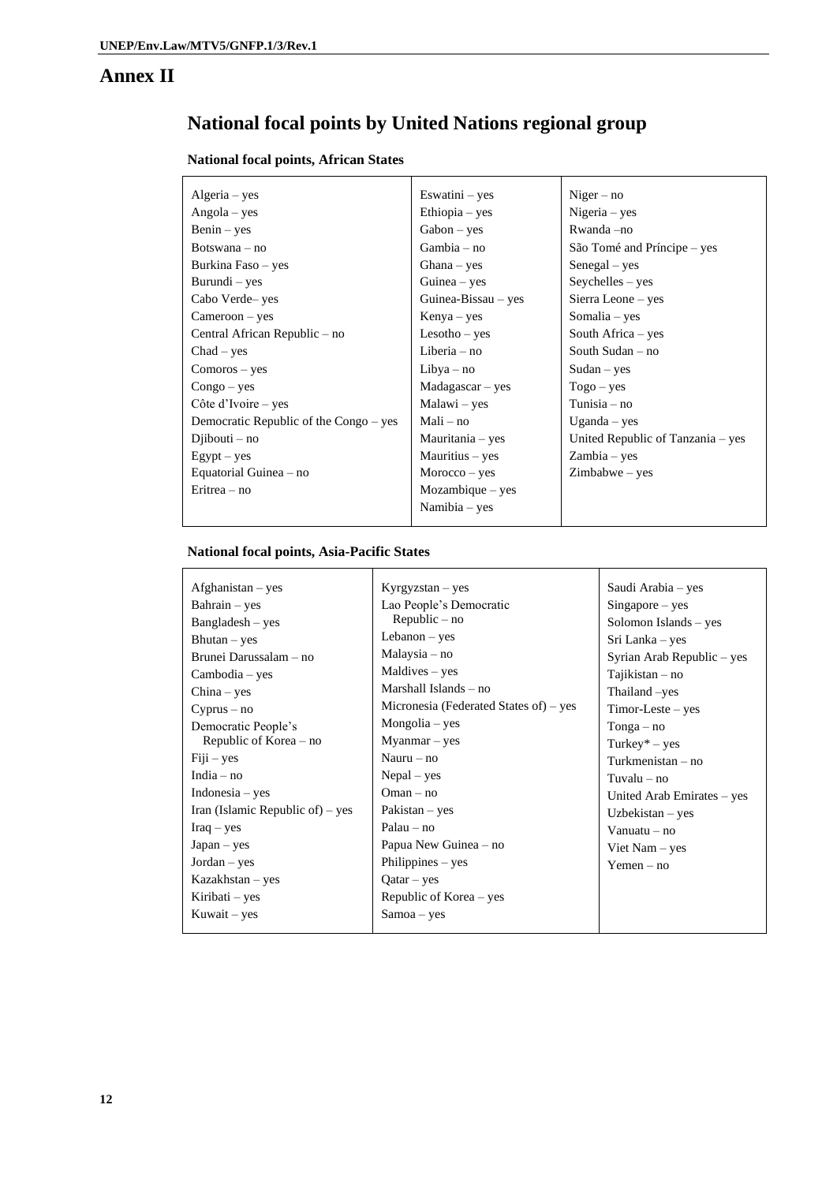# Annex II

## National focal points by United Nations regional group

### National focal points, African States

| | | |
|---|---|---|
| Algeria – yes<br>Angola – yes<br>Benin – yes<br>Botswana – no<br>Burkina Faso – yes<br>Burundi – yes<br>Cabo Verde– yes<br>Cameroon – yes<br>Central African Republic – no<br>Chad – yes<br>Comoros – yes<br>Congo – yes<br>Côte d'Ivoire – yes<br>Democratic Republic of the Congo – yes<br>Djibouti – no<br>Egypt – yes<br>Equatorial Guinea – no<br>Eritrea – no | Eswatini – yes<br>Ethiopia – yes<br>Gabon – yes<br>Gambia – no<br>Ghana – yes<br>Guinea – yes<br>Guinea-Bissau – yes<br>Kenya – yes<br>Lesotho – yes<br>Liberia – no<br>Libya – no<br>Madagascar – yes<br>Malawi – yes<br>Mali – no<br>Mauritania – yes<br>Mauritius – yes<br>Morocco – yes<br>Mozambique – yes<br>Namibia – yes | Niger – no<br>Nigeria – yes<br>Rwanda –no<br>São Tomé and Príncipe – yes<br>Senegal – yes<br>Seychelles – yes<br>Sierra Leone – yes<br>Somalia – yes<br>South Africa – yes<br>South Sudan – no<br>Sudan – yes<br>Togo – yes<br>Tunisia – no<br>Uganda – yes<br>United Republic of Tanzania – yes<br>Zambia – yes<br>Zimbabwe – yes |

### National focal points, Asia-Pacific States

| | | |
|---|---|---|
| Afghanistan – yes<br>Bahrain – yes<br>Bangladesh – yes<br>Bhutan – yes<br>Brunei Darussalam – no<br>Cambodia – yes<br>China – yes<br>Cyprus – no<br>Democratic People's Republic of Korea – no<br>Fiji – yes<br>India – no<br>Indonesia – yes<br>Iran (Islamic Republic of) – yes<br>Iraq – yes<br>Japan – yes<br>Jordan – yes<br>Kazakhstan – yes<br>Kiribati – yes<br>Kuwait – yes | Kyrgyzstan – yes<br>Lao People's Democratic Republic – no<br>Lebanon – yes<br>Malaysia – no<br>Maldives – yes<br>Marshall Islands – no<br>Micronesia (Federated States of) – yes<br>Mongolia – yes<br>Myanmar – yes<br>Nauru – no<br>Nepal – yes<br>Oman – no<br>Pakistan – yes<br>Palau – no<br>Papua New Guinea – no<br>Philippines – yes<br>Qatar – yes<br>Republic of Korea – yes<br>Samoa – yes | Saudi Arabia – yes<br>Singapore – yes<br>Solomon Islands – yes<br>Sri Lanka – yes<br>Syrian Arab Republic – yes<br>Tajikistan – no<br>Thailand –yes<br>Timor-Leste – yes<br>Tonga – no<br>Turkey* – yes<br>Turkmenistan – no<br>Tuvalu – no<br>United Arab Emirates – yes<br>Uzbekistan – yes<br>Vanuatu – no<br>Viet Nam – yes<br>Yemen – no |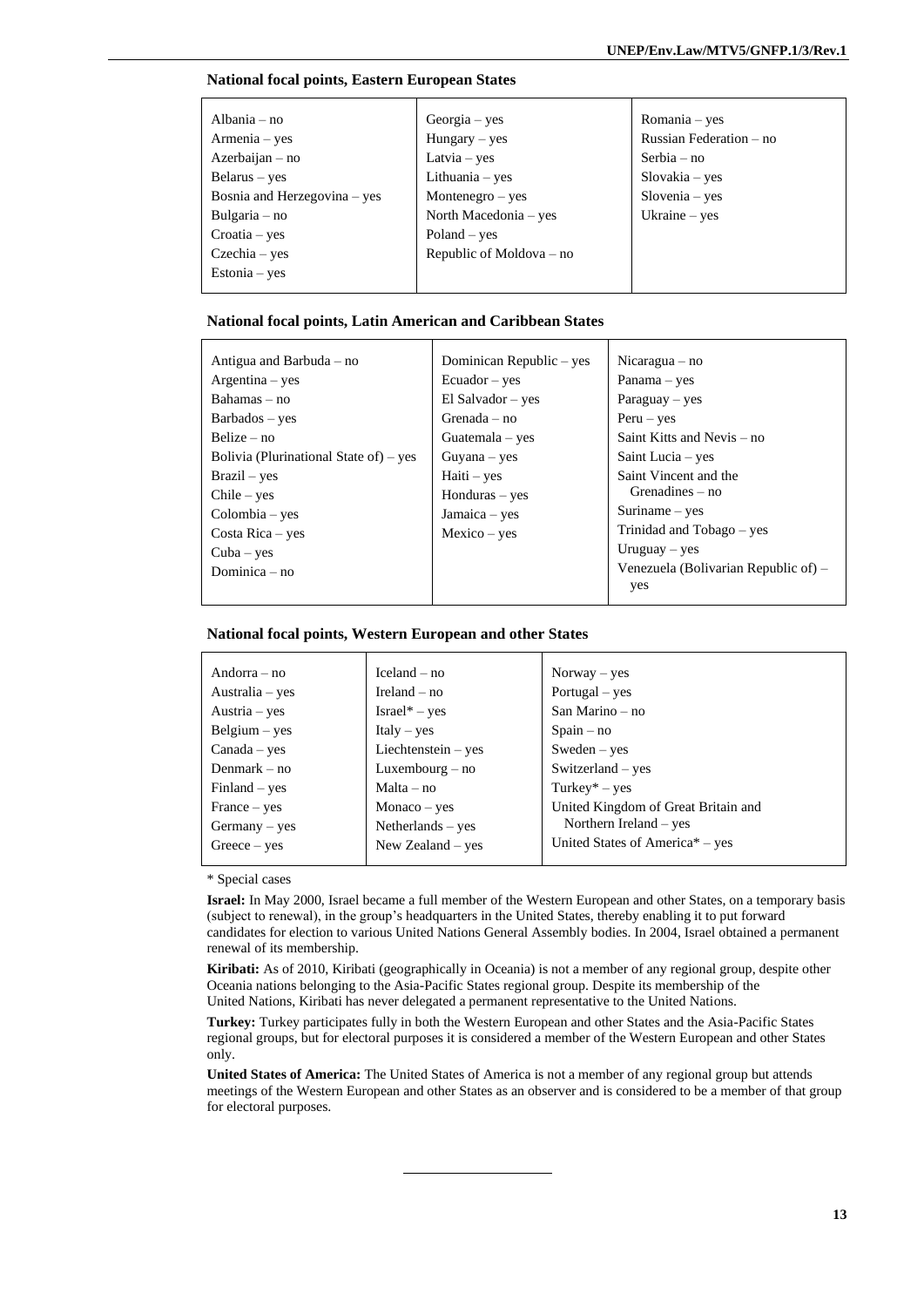### National focal points, Eastern European States

| | | |
|---|---|---|
| Albania – no | Georgia – yes | Romania – yes |
| Armenia – yes | Hungary – yes | Russian Federation – no |
| Azerbaijan – no | Latvia – yes | Serbia – no |
| Belarus – yes | Lithuania – yes | Slovakia – yes |
| Bosnia and Herzegovina – yes | Montenegro – yes | Slovenia – yes |
| Bulgaria – no | North Macedonia – yes | Ukraine – yes |
| Croatia – yes | Poland – yes | |
| Czechia – yes | Republic of Moldova – no | |
| Estonia – yes | | |

### National focal points, Latin American and Caribbean States

| | | |
|---|---|---|
| Antigua and Barbuda – no | Dominican Republic – yes | Nicaragua – no |
| Argentina – yes | Ecuador – yes | Panama – yes |
| Bahamas – no | El Salvador – yes | Paraguay – yes |
| Barbados – yes | Grenada – no | Peru – yes |
| Belize – no | Guatemala – yes | Saint Kitts and Nevis – no |
| Bolivia (Plurinational State of) – yes | Guyana – yes | Saint Lucia – yes |
| Brazil – yes | Haiti – yes | Saint Vincent and the Grenadines – no |
| Chile – yes | Honduras – yes | Suriname – yes |
| Colombia – yes | Jamaica – yes | Trinidad and Tobago – yes |
| Costa Rica – yes | Mexico – yes | Uruguay – yes |
| Cuba – yes | | Venezuela (Bolivarian Republic of) – yes |
| Dominica – no | | |

### National focal points, Western European and other States

| | | |
|---|---|---|
| Andorra – no | Iceland – no | Norway – yes |
| Australia – yes | Ireland – no | Portugal – yes |
| Austria – yes | Israel* – yes | San Marino – no |
| Belgium – yes | Italy – yes | Spain – no |
| Canada – yes | Liechtenstein – yes | Sweden – yes |
| Denmark – no | Luxembourg – no | Switzerland – yes |
| Finland – yes | Malta – no | Turkey* – yes |
| France – yes | Monaco – yes | United Kingdom of Great Britain and Northern Ireland – yes |
| Germany – yes | Netherlands – yes | United States of America* – yes |
| Greece – yes | New Zealand – yes | |

\* Special cases

**Israel:** In May 2000, Israel became a full member of the Western European and other States, on a temporary basis (subject to renewal), in the group's headquarters in the United States, thereby enabling it to put forward candidates for election to various United Nations General Assembly bodies. In 2004, Israel obtained a permanent renewal of its membership.

**Kiribati:** As of 2010, Kiribati (geographically in Oceania) is not a member of any regional group, despite other Oceania nations belonging to the Asia-Pacific States regional group. Despite its membership of the United Nations, Kiribati has never delegated a permanent representative to the United Nations.

**Turkey:** Turkey participates fully in both the Western European and other States and the Asia-Pacific States regional groups, but for electoral purposes it is considered a member of the Western European and other States only.

**United States of America:** The United States of America is not a member of any regional group but attends meetings of the Western European and other States as an observer and is considered to be a member of that group for electoral purposes.